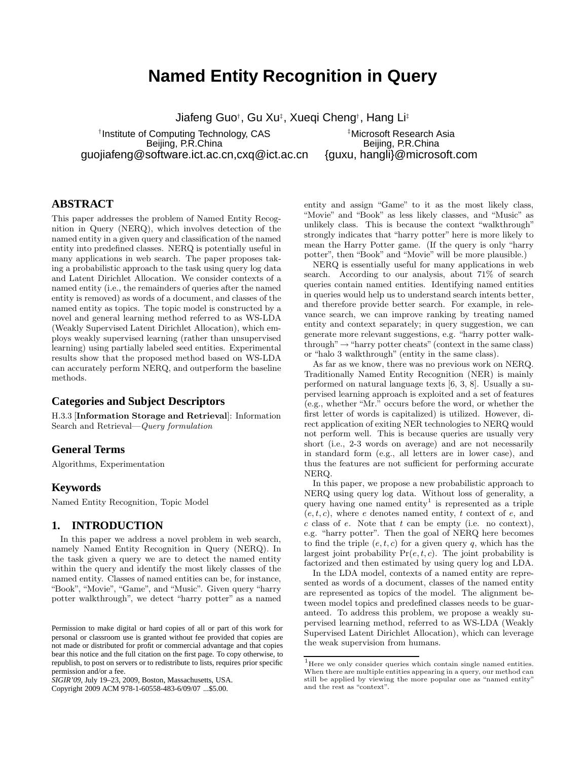# Named Entity Recognition in Query

Jiafeng Guo[†], Gu Xu[‡], Xueqi Cheng[†], Hang Li[‡]

[†]Institute of Computing Technology, CAS
Beijing, P.R.China
guojiafeng@software.ict.ac.cn,cxq@ict.ac.cn

[‡]Microsoft Research Asia
Beijing, P.R.China
{guxu, hangli}@microsoft.com

## ABSTRACT

This paper addresses the problem of Named Entity Recognition in Query (NERQ), which involves detection of the named entity in a given query and classification of the named entity into predefined classes. NERQ is potentially useful in many applications in web search. The paper proposes taking a probabilistic approach to the task using query log data and Latent Dirichlet Allocation. We consider contexts of a named entity (i.e., the remainders of queries after the named entity is removed) as words of a document, and classes of the named entity as topics. The topic model is constructed by a novel and general learning method referred to as WS-LDA (Weakly Supervised Latent Dirichlet Allocation), which employs weakly supervised learning (rather than unsupervised learning) using partially labeled seed entities. Experimental results show that the proposed method based on WS-LDA can accurately perform NERQ, and outperform the baseline methods.

## Categories and Subject Descriptors

H.3.3 [**Information Storage and Retrieval**]: Information Search and Retrieval—*Query formulation*

## General Terms

Algorithms, Experimentation

## Keywords

Named Entity Recognition, Topic Model

## 1. INTRODUCTION

In this paper we address a novel problem in web search, namely Named Entity Recognition in Query (NERQ). In the task given a query we are to detect the named entity within the query and identify the most likely classes of the named entity. Classes of named entities can be, for instance, "Book", "Movie", "Game", and "Music". Given query "harry potter walkthrough", we detect "harry potter" as a named entity and assign "Game" to it as the most likely class, "Movie" and "Book" as less likely classes, and "Music" as unlikely class. This is because the context "walkthrough" strongly indicates that "harry potter" here is more likely to mean the Harry Potter game. (If the query is only "harry potter", then "Book" and "Movie" will be more plausible.)

NERQ is essentially useful for many applications in web search. According to our analysis, about 71% of search queries contain named entities. Identifying named entities in queries would help us to understand search intents better, and therefore provide better search. For example, in relevance search, we can improve ranking by treating named entity and context separately; in query suggestion, we can generate more relevant suggestions, e.g. "harry potter walkthrough" → "harry potter cheats" (context in the same class) or "halo 3 walkthrough" (entity in the same class).

As far as we know, there was no previous work on NERQ. Traditionally Named Entity Recognition (NER) is mainly performed on natural language texts [6, 3, 8]. Usually a supervised learning approach is exploited and a set of features (e.g., whether "Mr." occurs before the word, or whether the first letter of words is capitalized) is utilized. However, direct application of exiting NER technologies to NERQ would not perform well. This is because queries are usually very short (i.e., 2-3 words on average) and are not necessarily in standard form (e.g., all letters are in lower case), and thus the features are not sufficient for performing accurate NERQ.

In this paper, we propose a new probabilistic approach to NERQ using query log data. Without loss of generality, a query having one named entity[1] is represented as a triple $(e, t, c)$, where $e$ denotes named entity, $t$ context of $e$, and $c$ class of $e$. Note that $t$ can be empty (i.e. no context), e.g. "harry potter". Then the goal of NERQ here becomes to find the triple $(e, t, c)$ for a given query $q$, which has the largest joint probability $\Pr(e, t, c)$. The joint probability is factorized and then estimated by using query log and LDA.

In the LDA model, contexts of a named entity are represented as words of a document, classes of the named entity are represented as topics of the model. The alignment between model topics and predefined classes needs to be guaranteed. To address this problem, we propose a weakly supervised learning method, referred to as WS-LDA (Weakly Supervised Latent Dirichlet Allocation), which can leverage the weak supervision from humans.

[1]Here we only consider queries which contain single named entities. When there are multiple entities appearing in a query, our method can still be applied by viewing the more popular one as "named entity" and the rest as "context".

Permission to make digital or hard copies of all or part of this work for personal or classroom use is granted without fee provided that copies are not made or distributed for profit or commercial advantage and that copies bear this notice and the full citation on the first page. To copy otherwise, to republish, to post on servers or to redistribute to lists, requires prior specific permission and/or a fee.
*SIGIR'09,* July 19–23, 2009, Boston, Massachusetts, USA.
Copyright 2009 ACM 978-1-60558-483-6/09/07 ...$5.00.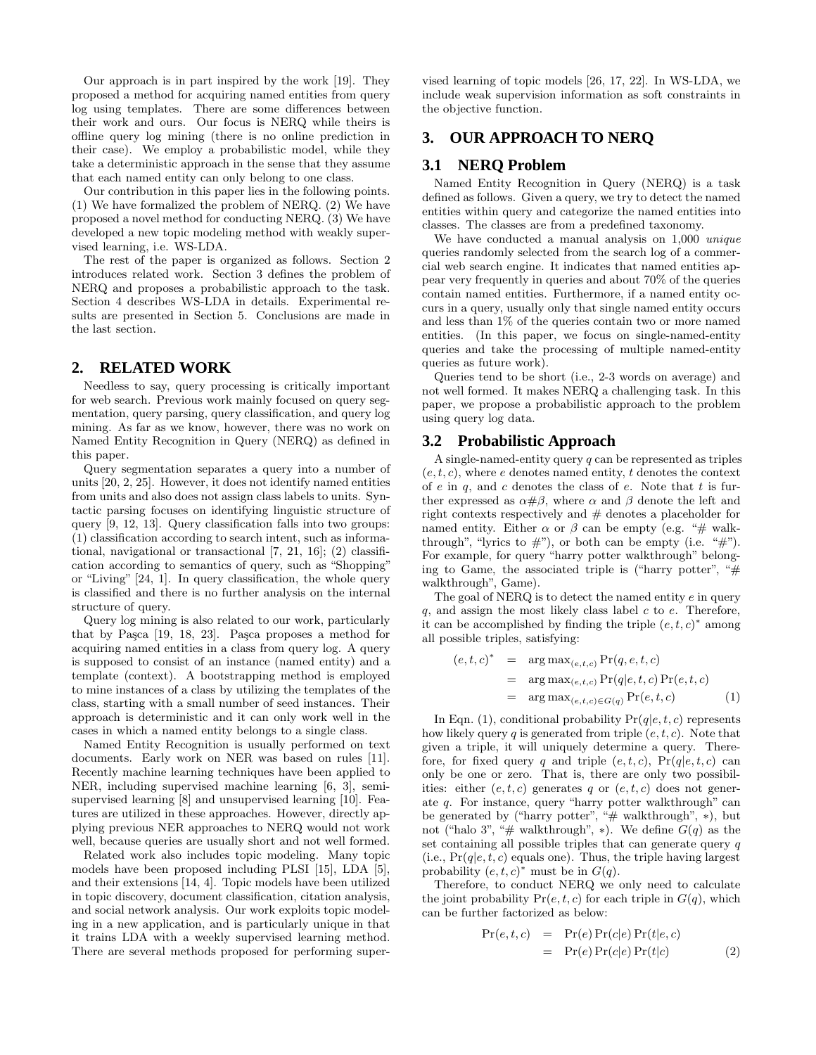Our approach is in part inspired by the work [19]. They proposed a method for acquiring named entities from query log using templates. There are some differences between their work and ours. Our focus is NERQ while theirs is offline query log mining (there is no online prediction in their case). We employ a probabilistic model, while they take a deterministic approach in the sense that they assume that each named entity can only belong to one class.

Our contribution in this paper lies in the following points. (1) We have formalized the problem of NERQ. (2) We have proposed a novel method for conducting NERQ. (3) We have developed a new topic modeling method with weakly supervised learning, i.e. WS-LDA.

The rest of the paper is organized as follows. Section 2 introduces related work. Section 3 defines the problem of NERQ and proposes a probabilistic approach to the task. Section 4 describes WS-LDA in details. Experimental results are presented in Section 5. Conclusions are made in the last section.

## 2. RELATED WORK

Needless to say, query processing is critically important for web search. Previous work mainly focused on query segmentation, query parsing, query classification, and query log mining. As far as we know, however, there was no work on Named Entity Recognition in Query (NERQ) as defined in this paper.

Query segmentation separates a query into a number of units [20, 2, 25]. However, it does not identify named entities from units and also does not assign class labels to units. Syntactic parsing focuses on identifying linguistic structure of query [9, 12, 13]. Query classification falls into two groups: (1) classification according to search intent, such as informational, navigational or transactional [7, 21, 16]; (2) classification according to semantics of query, such as "Shopping" or "Living" [24, 1]. In query classification, the whole query is classified and there is no further analysis on the internal structure of query.

Query log mining is also related to our work, particularly that by Paşca [19, 18, 23]. Paşca proposes a method for acquiring named entities in a class from query log. A query is supposed to consist of an instance (named entity) and a template (context). A bootstrapping method is employed to mine instances of a class by utilizing the templates of the class, starting with a small number of seed instances. Their approach is deterministic and it can only work well in the cases in which a named entity belongs to a single class.

Named Entity Recognition is usually performed on text documents. Early work on NER was based on rules [11]. Recently machine learning techniques have been applied to NER, including supervised machine learning [6, 3], semi-supervised learning [8] and unsupervised learning [10]. Features are utilized in these approaches. However, directly applying previous NER approaches to NERQ would not work well, because queries are usually short and not well formed.

Related work also includes topic modeling. Many topic models have been proposed including PLSI [15], LDA [5], and their extensions [14, 4]. Topic models have been utilized in topic discovery, document classification, citation analysis, and social network analysis. Our work exploits topic modeling in a new application, and is particularly unique in that it trains LDA with a weekly supervised learning method. There are several methods proposed for performing supervised learning of topic models [26, 17, 22]. In WS-LDA, we include weak supervision information as soft constraints in the objective function.

## 3. OUR APPROACH TO NERQ

### 3.1 NERQ Problem

Named Entity Recognition in Query (NERQ) is a task defined as follows. Given a query, we try to detect the named entities within query and categorize the named entities into classes. The classes are from a predefined taxonomy.

We have conducted a manual analysis on 1,000 *unique* queries randomly selected from the search log of a commercial web search engine. It indicates that named entities appear very frequently in queries and about 70% of the queries contain named entities. Furthermore, if a named entity occurs in a query, usually only that single named entity occurs and less than 1% of the queries contain two or more named entities. (In this paper, we focus on single-named-entity queries and take the processing of multiple named-entity queries as future work).

Queries tend to be short (i.e., 2-3 words on average) and not well formed. It makes NERQ a challenging task. In this paper, we propose a probabilistic approach to the problem using query log data.

### 3.2 Probabilistic Approach

A single-named-entity query $q$ can be represented as triples $(e, t, c)$, where $e$ denotes named entity, $t$ denotes the context of $e$ in $q$, and $c$ denotes the class of $e$. Note that $t$ is further expressed as $\alpha\#\beta$, where $\alpha$ and $\beta$ denote the left and right contexts respectively and # denotes a placeholder for named entity. Either $\alpha$ or $\beta$ can be empty (e.g. "# walkthrough", "lyrics to #"), or both can be empty (i.e. "#"). For example, for query "harry potter walkthrough" belonging to Game, the associated triple is ("harry potter", "# walkthrough", Game).

The goal of NERQ is to detect the named entity $e$ in query $q$, and assign the most likely class label $c$ to $e$. Therefore, it can be accomplished by finding the triple $(e, t, c)^*$ among all possible triples, satisfying:

$$
\begin{aligned}
(e,t,c)^* &= \arg\max_{(e,t,c)} \Pr(q,e,t,c) \\
&= \arg\max_{(e,t,c)} \Pr(q|e,t,c)\Pr(e,t,c) \\
&= \arg\max_{(e,t,c)\in G(q)} \Pr(e,t,c) \qquad (1)
\end{aligned}
$$

In Eqn. (1), conditional probability $\Pr(q|e,t,c)$ represents how likely query $q$ is generated from triple $(e, t, c)$. Note that given a triple, it will uniquely determine a query. Therefore, for fixed query $q$ and triple $(e, t, c)$, $\Pr(q|e, t, c)$ can only be one or zero. That is, there are only two possibilities: either $(e, t, c)$ generates $q$ or $(e, t, c)$ does not generate $q$. For instance, query "harry potter walkthrough" can be generated by ("harry potter", "# walkthrough", $*$), but not ("halo 3", "# walkthrough", $*$). We define $G(q)$ as the set containing all possible triples that can generate query $q$ (i.e., $\Pr(q|e, t, c)$ equals one). Thus, the triple having largest probability $(e, t, c)^*$ must be in $G(q)$.

Therefore, to conduct NERQ we only need to calculate the joint probability $\Pr(e, t, c)$ for each triple in $G(q)$, which can be further factorized as below:

$$
\begin{aligned}
\Pr(e,t,c) &= \Pr(e)\Pr(c|e)\Pr(t|e,c) \\
&= \Pr(e)\Pr(c|e)\Pr(t|c) \qquad (2)
\end{aligned}
$$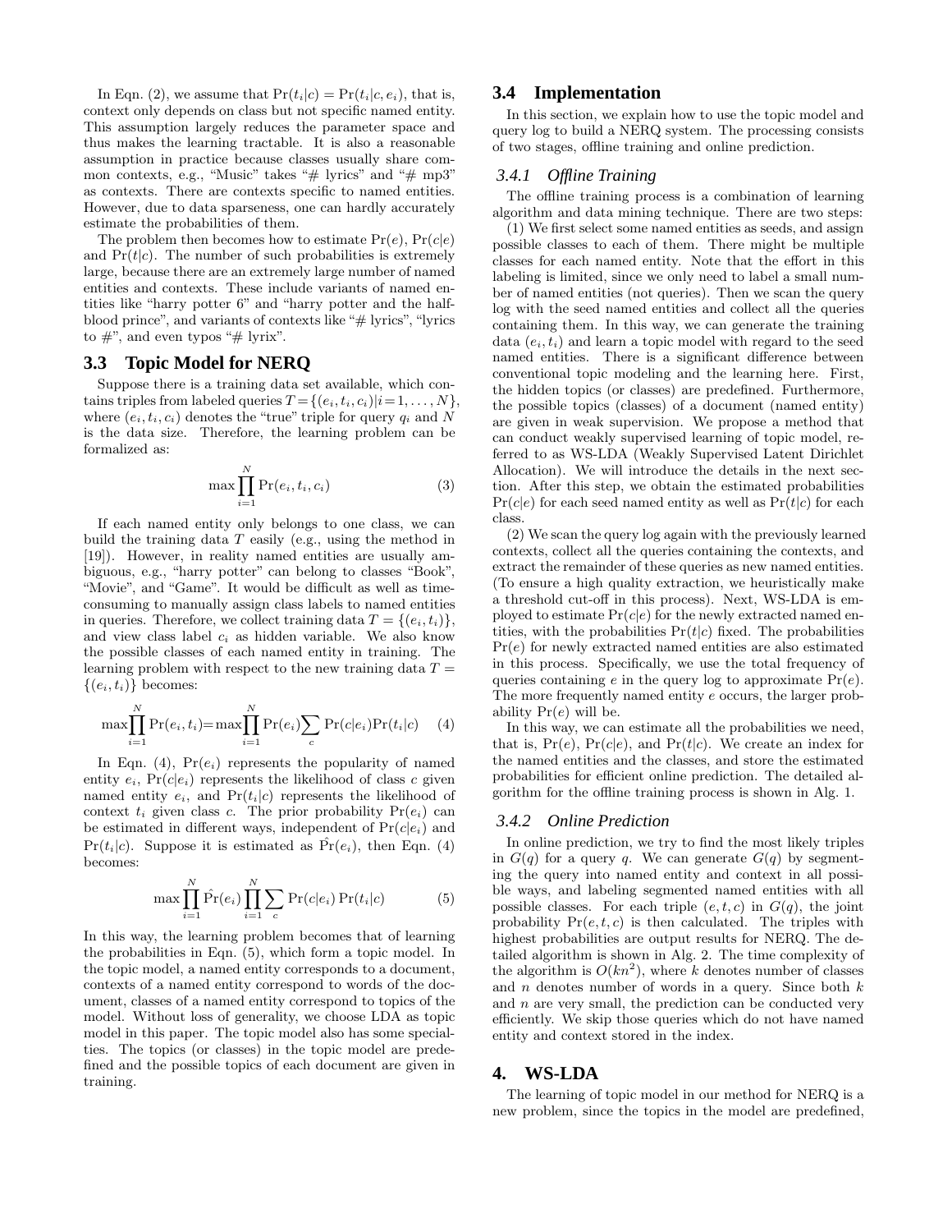In Eqn. (2), we assume that $\Pr(t_i|c) = \Pr(t_i|c, e_i)$, that is, context only depends on class but not specific named entity. This assumption largely reduces the parameter space and thus makes the learning tractable. It is also a reasonable assumption in practice because classes usually share common contexts, e.g., "Music" takes "# lyrics" and "# mp3" as contexts. There are contexts specific to named entities. However, due to data sparseness, one can hardly accurately estimate the probabilities of them.

The problem then becomes how to estimate $\Pr(e)$, $\Pr(c|e)$ and $\Pr(t|c)$. The number of such probabilities is extremely large, because there are an extremely large number of named entities and contexts. These include variants of named entities like "harry potter 6" and "harry potter and the half-blood prince", and variants of contexts like "# lyrics", "lyrics to #", and even typos "# lyrix".

## 3.3 Topic Model for NERQ

Suppose there is a training data set available, which contains triples from labeled queries $T = \{(e_i, t_i, c_i)|i = 1, \ldots, N\}$, where $(e_i, t_i, c_i)$ denotes the "true" triple for query $q_i$ and $N$ is the data size. Therefore, the learning problem can be formalized as:

$$\max \prod_{i=1}^{N} \Pr(e_i, t_i, c_i) \quad (3)$$

If each named entity only belongs to one class, we can build the training data $T$ easily (e.g., using the method in [19]). However, in reality named entities are usually ambiguous, e.g., "harry potter" can belong to classes "Book", "Movie", and "Game". It would be difficult as well as time-consuming to manually assign class labels to named entities in queries. Therefore, we collect training data $T = \{(e_i, t_i)\}$, and view class label $c_i$ as hidden variable. We also know the possible classes of each named entity in training. The learning problem with respect to the new training data $T = \{(e_i, t_i)\}$ becomes:

$$\max \prod_{i=1}^{N} \Pr(e_i, t_i) = \max \prod_{i=1}^{N} \Pr(e_i) \sum_{c} \Pr(c|e_i) \Pr(t_i|c) \quad (4)$$

In Eqn. (4), $\Pr(e_i)$ represents the popularity of named entity $e_i$, $\Pr(c|e_i)$ represents the likelihood of class $c$ given named entity $e_i$, and $\Pr(t_i|c)$ represents the likelihood of context $t_i$ given class $c$. The prior probability $\Pr(e_i)$ can be estimated in different ways, independent of $\Pr(c|e_i)$ and $\Pr(t_i|c)$. Suppose it is estimated as $\hat{\Pr}(e_i)$, then Eqn. (4) becomes:

$$\max \prod_{i=1}^{N} \hat{\Pr}(e_i) \prod_{i=1}^{N} \sum_{c} \Pr(c|e_i) \Pr(t_i|c) \quad (5)$$

In this way, the learning problem becomes that of learning the probabilities in Eqn. (5), which form a topic model. In the topic model, a named entity corresponds to a document, contexts of a named entity correspond to words of the document, classes of a named entity correspond to topics of the model. Without loss of generality, we choose LDA as topic model in this paper. The topic model also has some specialties. The topics (or classes) in the topic model are predefined and the possible topics of each document are given in training.

## 3.4 Implementation

In this section, we explain how to use the topic model and query log to build a NERQ system. The processing consists of two stages, offline training and online prediction.

### 3.4.1 *Offline Training*

The offline training process is a combination of learning algorithm and data mining technique. There are two steps:

(1) We first select some named entities as seeds, and assign possible classes to each of them. There might be multiple classes for each named entity. Note that the effort in this labeling is limited, since we only need to label a small number of named entities (not queries). Then we scan the query log with the seed named entities and collect all the queries containing them. In this way, we can generate the training data $(e_i, t_i)$ and learn a topic model with regard to the seed named entities. There is a significant difference between conventional topic modeling and the learning here. First, the hidden topics (or classes) are predefined. Furthermore, the possible topics (classes) of a document (named entity) are given in weak supervision. We propose a method that can conduct weakly supervised learning of topic model, referred to as WS-LDA (Weakly Supervised Latent Dirichlet Allocation). We will introduce the details in the next section. After this step, we obtain the estimated probabilities $\Pr(c|e)$ for each seed named entity as well as $\Pr(t|c)$ for each class.

(2) We scan the query log again with the previously learned contexts, collect all the queries containing the contexts, and extract the remainder of these queries as new named entities. (To ensure a high quality extraction, we heuristically make a threshold cut-off in this process). Next, WS-LDA is employed to estimate $\Pr(c|e)$ for the newly extracted named entities, with the probabilities $\Pr(t|c)$ fixed. The probabilities $\Pr(e)$ for newly extracted named entities are also estimated in this process. Specifically, we use the total frequency of queries containing $e$ in the query log to approximate $\Pr(e)$. The more frequently named entity $e$ occurs, the larger probability $\Pr(e)$ will be.

In this way, we can estimate all the probabilities we need, that is, $\Pr(e)$, $\Pr(c|e)$, and $\Pr(t|c)$. We create an index for the named entities and the classes, and store the estimated probabilities for efficient online prediction. The detailed algorithm for the offline training process is shown in Alg. 1.

### 3.4.2 *Online Prediction*

In online prediction, we try to find the most likely triples in $G(q)$ for a query $q$. We can generate $G(q)$ by segmenting the query into named entity and context in all possible ways, and labeling segmented named entities with all possible classes. For each triple $(e, t, c)$ in $G(q)$, the joint probability $\Pr(e, t, c)$ is then calculated. The triples with highest probabilities are output results for NERQ. The detailed algorithm is shown in Alg. 2. The time complexity of the algorithm is $O(kn^2)$, where $k$ denotes number of classes and $n$ denotes number of words in a query. Since both $k$ and $n$ are very small, the prediction can be conducted very efficiently. We skip those queries which do not have named entity and context stored in the index.

# 4. WS-LDA

The learning of topic model in our method for NERQ is a new problem, since the topics in the model are predefined,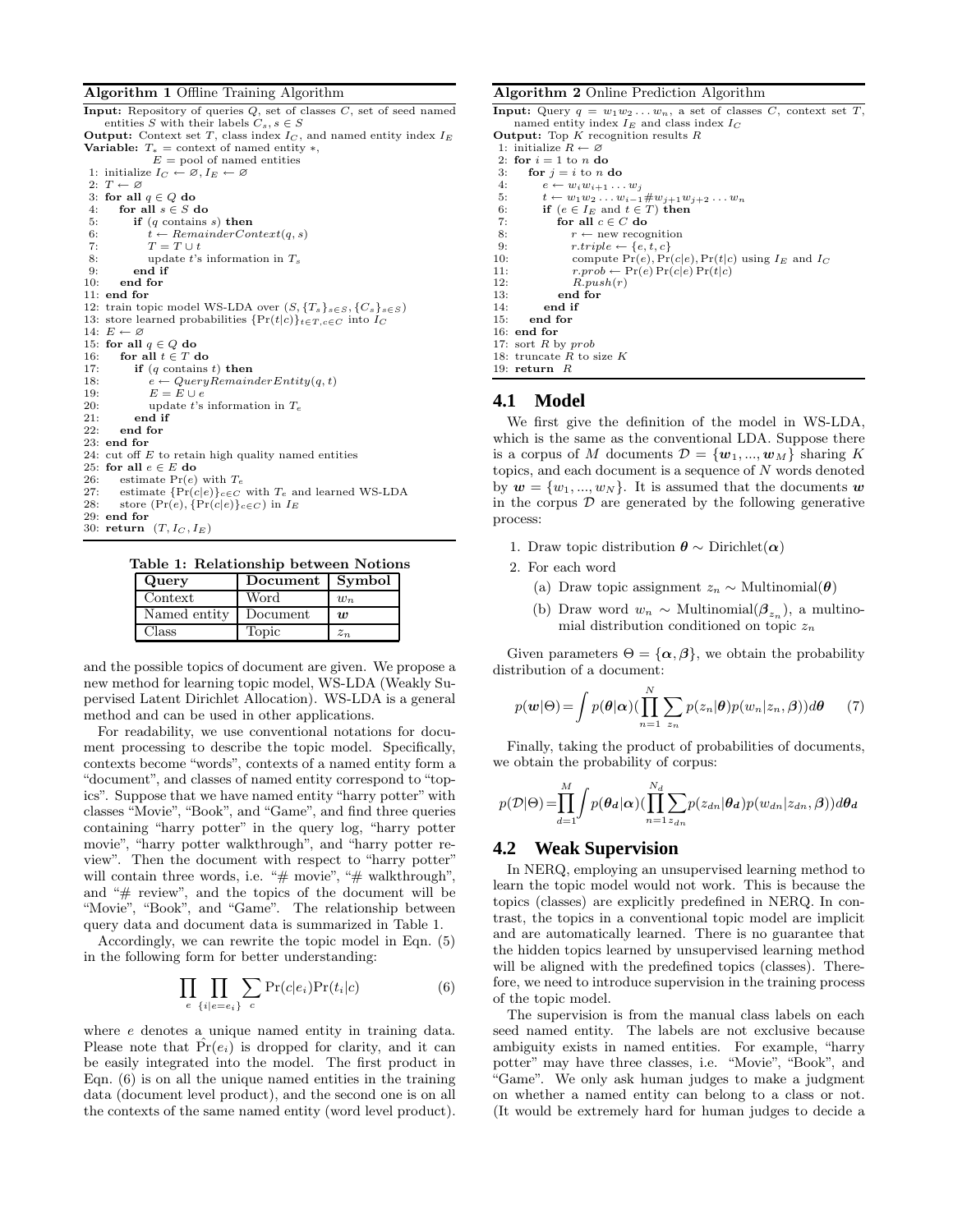**Algorithm 1** Offline Training Algorithm

```
Input: Repository of queries Q, set of classes C, set of seed named
    entities S with their labels C_s, s ∈ S
Output: Context set T, class index I_C, and named entity index I_E
Variable: T_* = context of named entity *,
          E = pool of named entities
 1: initialize I_C ← ∅, I_E ← ∅
 2: T ← ∅
 3: for all q ∈ Q do
 4:    for all s ∈ S do
 5:       if (q contains s) then
 6:          t ← RemainderContext(q, s)
 7:          T = T ∪ t
 8:          update t's information in T_s
 9:       end if
10:    end for
11: end for
12: train topic model WS-LDA over (S, {T_s}_{s∈S}, {C_s}_{s∈S})
13: store learned probabilities {Pr(t|c)}_{t∈T,c∈C} into I_C
14: E ← ∅
15: for all q ∈ Q do
16:    for all t ∈ T do
17:       if (q contains t) then
18:          e ← QueryRemainderEntity(q, t)
19:          E = E ∪ e
20:          update t's information in T_e
21:       end if
22:    end for
23: end for
24: cut off E to retain high quality named entities
25: for all e ∈ E do
26:    estimate Pr(e) with T_e
27:    estimate {Pr(c|e)}_{c∈C} with T_e and learned WS-LDA
28:    store (Pr(e), {Pr(c|e)}_{c∈C}) in I_E
29: end for
30: return (T, I_C, I_E)
```

**Table 1: Relationship between Notions**

| Query | Document | Symbol |
|---|---|---|
| Context | Word | $w_n$ |
| Named entity | Document | $\boldsymbol{w}$ |
| Class | Topic | $z_n$ |

and the possible topics of document are given. We propose a new method for learning topic model, WS-LDA (Weakly Supervised Latent Dirichlet Allocation). WS-LDA is a general method and can be used in other applications.

For readability, we use conventional notations for document processing to describe the topic model. Specifically, contexts become "words", contexts of a named entity form a "document", and classes of named entity correspond to "topics". Suppose that we have named entity "harry potter" with classes "Movie", "Book", and "Game", and find three queries containing "harry potter" in the query log, "harry potter movie", "harry potter walkthrough", and "harry potter review". Then the document with respect to "harry potter" will contain three words, i.e. "# movie", "# walkthrough", and "# review", and the topics of the document will be "Movie", "Book", and "Game". The relationship between query data and document data is summarized in Table 1.

Accordingly, we can rewrite the topic model in Eqn. (5) in the following form for better understanding:

$$\prod_{e} \prod_{\{i|e=e_i\}} \sum_{c} \Pr(c|e_i)\Pr(t_i|c) \tag{6}$$

where $e$ denotes a unique named entity in training data. Please note that $\hat{\Pr}(e_i)$ is dropped for clarity, and it can be easily integrated into the model. The first product in Eqn. (6) is on all the unique named entities in the training data (document level product), and the second one is on all the contexts of the same named entity (word level product).

**Algorithm 2** Online Prediction Algorithm

```
Input: Query q = w_1 w_2 ... w_n, a set of classes C, context set T,
    named entity index I_E and class index I_C
Output: Top K recognition results R
 1: initialize R ← ∅
 2: for i = 1 to n do
 3:    for j = i to n do
 4:       e ← w_i w_{i+1} ... w_j
 5:       t ← w_1 w_2 ... w_{i-1} # w_{j+1} w_{j+2} ... w_n
 6:       if (e ∈ I_E and t ∈ T) then
 7:          for all c ∈ C do
 8:             r ← new recognition
 9:             r.triple ← {e, t, c}
10:             compute Pr(e), Pr(c|e), Pr(t|c) using I_E and I_C
11:             r.prob ← Pr(e) Pr(c|e) Pr(t|c)
12:             R.push(r)
13:          end for
14:       end if
15:    end for
16: end for
17: sort R by prob
18: truncate R to size K
19: return R
```

## 4.1 Model

We first give the definition of the model in WS-LDA, which is the same as the conventional LDA. Suppose there is a corpus of $M$ documents $\mathcal{D} = \{\boldsymbol{w}_1, ..., \boldsymbol{w}_M\}$ sharing $K$ topics, and each document is a sequence of $N$ words denoted by $\boldsymbol{w} = \{w_1, ..., w_N\}$. It is assumed that the documents $\boldsymbol{w}$ in the corpus $\mathcal{D}$ are generated by the following generative process:

1. Draw topic distribution $\boldsymbol{\theta} \sim \text{Dirichlet}(\boldsymbol{\alpha})$
2. For each word
   - (a) Draw topic assignment $z_n \sim \text{Multinomial}(\boldsymbol{\theta})$
   - (b) Draw word $w_n \sim \text{Multinomial}(\boldsymbol{\beta}_{z_n})$, a multinomial distribution conditioned on topic $z_n$

Given parameters $\Theta = \{\boldsymbol{\alpha}, \boldsymbol{\beta}\}$, we obtain the probability distribution of a document:

$$p(\boldsymbol{w}|\Theta) = \int p(\boldsymbol{\theta}|\boldsymbol{\alpha})(\prod_{n=1}^{N} \sum_{z_n} p(z_n|\boldsymbol{\theta})p(w_n|z_n, \boldsymbol{\beta}))d\boldsymbol{\theta} \tag{7}$$

Finally, taking the product of probabilities of documents, we obtain the probability of corpus:

$$p(\mathcal{D}|\Theta) = \prod_{d=1}^{M} \int p(\boldsymbol{\theta_d}|\boldsymbol{\alpha})(\prod_{n=1}^{N_d} \sum_{z_{dn}} p(z_{dn}|\boldsymbol{\theta_d})p(w_{dn}|z_{dn}, \boldsymbol{\beta}))d\boldsymbol{\theta_d}$$

## 4.2 Weak Supervision

In NERQ, employing an unsupervised learning method to learn the topic model would not work. This is because the topics (classes) are explicitly predefined in NERQ. In contrast, the topics in a conventional topic model are implicit and are automatically learned. There is no guarantee that the hidden topics learned by unsupervised learning method will be aligned with the predefined topics (classes). Therefore, we need to introduce supervision in the training process of the topic model.

The supervision is from the manual class labels on each seed named entity. The labels are not exclusive because ambiguity exists in named entities. For example, "harry potter" may have three classes, i.e. "Movie", "Book", and "Game". We only ask human judges to make a judgment on whether a named entity can belong to a class or not. (It would be extremely hard for human judges to decide a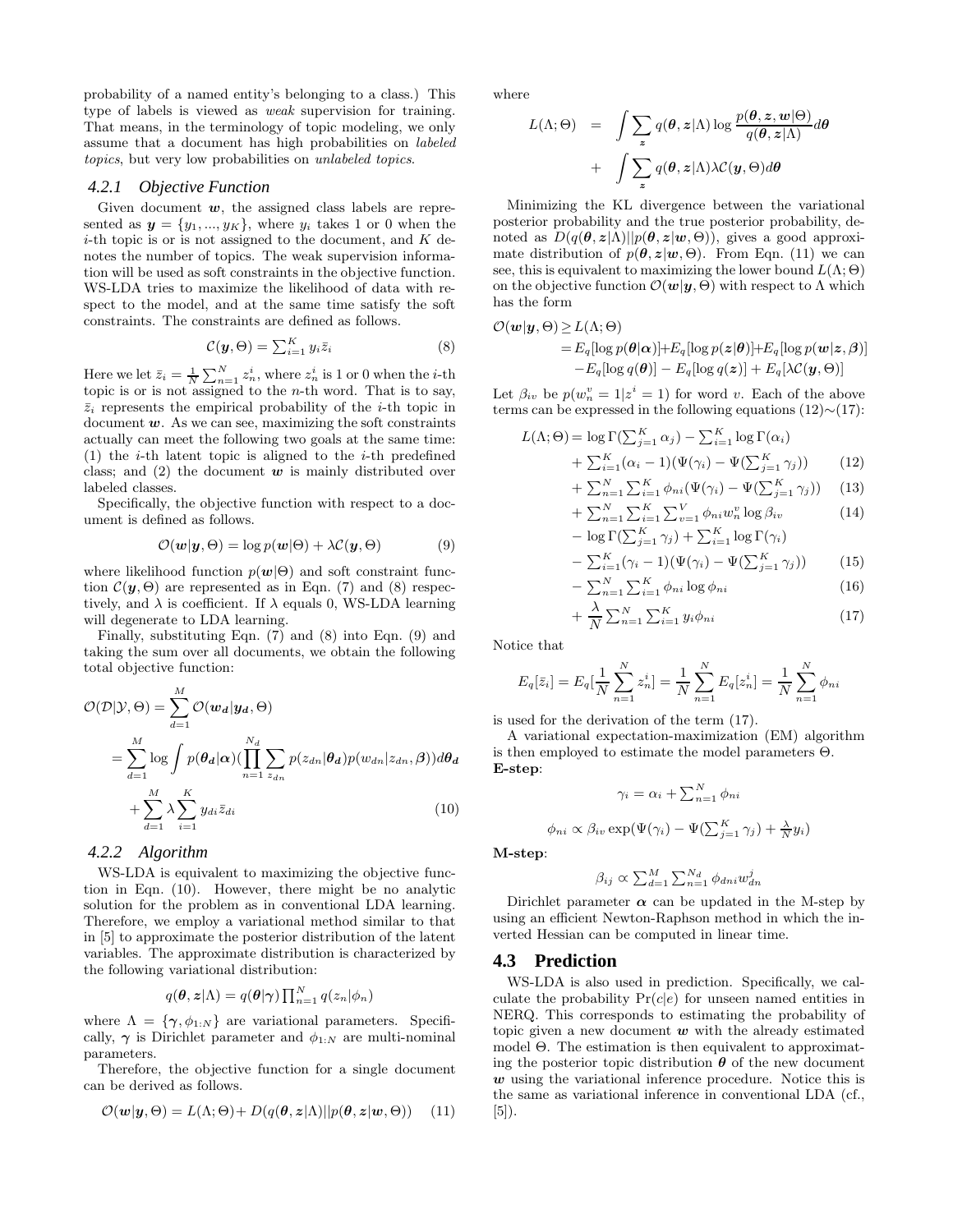probability of a named entity's belonging to a class.) This type of labels is viewed as *weak* supervision for training. That means, in the terminology of topic modeling, we only assume that a document has high probabilities on *labeled topics*, but very low probabilities on *unlabeled topics*.

### 4.2.1 Objective Function

Given document $\boldsymbol{w}$, the assigned class labels are represented as $\boldsymbol{y} = \{y_1, ..., y_K\}$, where $y_i$ takes 1 or 0 when the $i$-th topic is or is not assigned to the document, and $K$ denotes the number of topics. The weak supervision information will be used as soft constraints in the objective function. WS-LDA tries to maximize the likelihood of data with respect to the model, and at the same time satisfy the soft constraints. The constraints are defined as follows.

$$\mathcal{C}(\boldsymbol{y}, \Theta) = \sum_{i=1}^{K} y_i \bar{z}_i \tag{8}$$

Here we let $\bar{z}_i = \frac{1}{N}\sum_{n=1}^{N} z_n^i$, where $z_n^i$ is 1 or 0 when the $i$-th topic is or is not assigned to the $n$-th word. That is to say, $\bar{z}_i$ represents the empirical probability of the $i$-th topic in document $\boldsymbol{w}$. As we can see, maximizing the soft constraints actually can meet the following two goals at the same time: (1) the $i$-th latent topic is aligned to the $i$-th predefined class; and (2) the document $\boldsymbol{w}$ is mainly distributed over labeled classes.

Specifically, the objective function with respect to a document is defined as follows.

$$\mathcal{O}(\boldsymbol{w}|\boldsymbol{y}, \Theta) = \log p(\boldsymbol{w}|\Theta) + \lambda \mathcal{C}(\boldsymbol{y}, \Theta) \tag{9}$$

where likelihood function $p(\boldsymbol{w}|\Theta)$ and soft constraint function $\mathcal{C}(\boldsymbol{y}, \Theta)$ are represented as in Eqn. (7) and (8) respectively, and $\lambda$ is coefficient. If $\lambda$ equals 0, WS-LDA learning will degenerate to LDA learning.

Finally, substituting Eqn. (7) and (8) into Eqn. (9) and taking the sum over all documents, we obtain the following total objective function:

$$\begin{aligned}
\mathcal{O}(\mathcal{D}|\mathcal{Y}, \Theta) &= \sum_{d=1}^{M} \mathcal{O}(\boldsymbol{w_d}|\boldsymbol{y_d}, \Theta) \\
&= \sum_{d=1}^{M} \log \int p(\boldsymbol{\theta_d}|\boldsymbol{\alpha})(\prod_{n=1}^{N_d} \sum_{z_{dn}} p(z_{dn}|\boldsymbol{\theta_d}) p(w_{dn}|z_{dn}, \boldsymbol{\beta})) d\boldsymbol{\theta_d} \\
&\quad + \sum_{d=1}^{M} \lambda \sum_{i=1}^{K} y_{di} \bar{z}_{di}
\end{aligned} \tag{10}$$

### 4.2.2 Algorithm

WS-LDA is equivalent to maximizing the objective function in Eqn. (10). However, there might be no analytic solution for the problem as in conventional LDA learning. Therefore, we employ a variational method similar to that in [5] to approximate the posterior distribution of the latent variables. The approximate distribution is characterized by the following variational distribution:

$$q(\boldsymbol{\theta}, \boldsymbol{z}|\Lambda) = q(\boldsymbol{\theta}|\boldsymbol{\gamma}) \prod_{n=1}^{N} q(z_n|\phi_n)$$

where $\Lambda = \{\boldsymbol{\gamma}, \phi_{1:N}\}$ are variational parameters. Specifically, $\boldsymbol{\gamma}$ is Dirichlet parameter and $\phi_{1:N}$ are multi-nominal parameters.

Therefore, the objective function for a single document can be derived as follows.

$$\mathcal{O}(\boldsymbol{w}|\boldsymbol{y}, \Theta) = L(\Lambda; \Theta) + D(q(\boldsymbol{\theta}, \boldsymbol{z}|\Lambda)||p(\boldsymbol{\theta}, \boldsymbol{z}|\boldsymbol{w}, \Theta)) \tag{11}$$

where

$$\begin{aligned}
L(\Lambda; \Theta) &= \int \sum_{\boldsymbol{z}} q(\boldsymbol{\theta}, \boldsymbol{z}|\Lambda) \log \frac{p(\boldsymbol{\theta}, \boldsymbol{z}, \boldsymbol{w}|\Theta)}{q(\boldsymbol{\theta}, \boldsymbol{z}|\Lambda)} d\boldsymbol{\theta} \\
&+ \int \sum_{\boldsymbol{z}} q(\boldsymbol{\theta}, \boldsymbol{z}|\Lambda) \lambda \mathcal{C}(\boldsymbol{y}, \Theta) d\boldsymbol{\theta}
\end{aligned}$$

Minimizing the KL divergence between the variational posterior probability and the true posterior probability, denoted as $D(q(\boldsymbol{\theta}, \boldsymbol{z}|\Lambda)||p(\boldsymbol{\theta}, \boldsymbol{z}|\boldsymbol{w}, \Theta))$, gives a good approximate distribution of $p(\boldsymbol{\theta}, \boldsymbol{z}|\boldsymbol{w}, \Theta)$. From Eqn. (11) we can see, this is equivalent to maximizing the lower bound $L(\Lambda; \Theta)$ on the objective function $\mathcal{O}(\boldsymbol{w}|\boldsymbol{y}, \Theta)$ with respect to $\Lambda$ which has the form

$$\begin{aligned}
\mathcal{O}(\boldsymbol{w}|\boldsymbol{y}, \Theta) \geq & L(\Lambda; \Theta) \\
= & E_q[\log p(\boldsymbol{\theta}|\boldsymbol{\alpha})] + E_q[\log p(\boldsymbol{z}|\boldsymbol{\theta})] + E_q[\log p(\boldsymbol{w}|\boldsymbol{z}, \boldsymbol{\beta})] \\
& - E_q[\log q(\boldsymbol{\theta})] - E_q[\log q(\boldsymbol{z})] + E_q[\lambda \mathcal{C}(\boldsymbol{y}, \Theta)]
\end{aligned}$$

Let $\beta_{iv}$ be $p(w_n^v = 1|z^i = 1)$ for word $v$. Each of the above terms can be expressed in the following equations (12)∼(17):

$$\begin{aligned}
L(\Lambda; \Theta) = & \log \Gamma(\textstyle\sum_{j=1}^{K} \alpha_j) - \sum_{i=1}^{K} \log \Gamma(\alpha_i) \\
& + \textstyle\sum_{i=1}^{K} (\alpha_i - 1)(\Psi(\gamma_i) - \Psi(\sum_{j=1}^{K} \gamma_j)) && (12) \\
& + \textstyle\sum_{n=1}^{N} \sum_{i=1}^{K} \phi_{ni} (\Psi(\gamma_i) - \Psi(\sum_{j=1}^{K} \gamma_j)) && (13) \\
& + \textstyle\sum_{n=1}^{N} \sum_{i=1}^{K} \sum_{v=1}^{V} \phi_{ni} w_n^v \log \beta_{iv} && (14) \\
& - \log \Gamma(\textstyle\sum_{j=1}^{K} \gamma_j) + \sum_{i=1}^{K} \log \Gamma(\gamma_i) \\
& - \textstyle\sum_{i=1}^{K} (\gamma_i - 1)(\Psi(\gamma_i) - \Psi(\sum_{j=1}^{K} \gamma_j)) && (15) \\
& - \textstyle\sum_{n=1}^{N} \sum_{i=1}^{K} \phi_{ni} \log \phi_{ni} && (16) \\
& + \frac{\lambda}{N} \textstyle\sum_{n=1}^{N} \sum_{i=1}^{K} y_i \phi_{ni} && (17)
\end{aligned}$$

Notice that

$$E_q[\bar{z}_i] = E_q[\frac{1}{N}\sum_{n=1}^{N} z_n^i] = \frac{1}{N}\sum_{n=1}^{N} E_q[z_n^i] = \frac{1}{N}\sum_{n=1}^{N} \phi_{ni}$$

is used for the derivation of the term (17).

A variational expectation-maximization (EM) algorithm is then employed to estimate the model parameters $\Theta$.

**E-step**:

$$\gamma_i = \alpha_i + \textstyle\sum_{n=1}^{N} \phi_{ni}$$

$$\phi_{ni} \propto \beta_{iv} \exp(\Psi(\gamma_i) - \Psi(\textstyle\sum_{j=1}^{K} \gamma_j) + \frac{\lambda}{N} y_i)$$

**M-step**:

$$\beta_{ij} \propto \textstyle\sum_{d=1}^{M} \sum_{n=1}^{N_d} \phi_{dni} w_{dn}^j$$

Dirichlet parameter $\boldsymbol{\alpha}$ can be updated in the M-step by using an efficient Newton-Raphson method in which the inverted Hessian can be computed in linear time.

## 4.3 Prediction

WS-LDA is also used in prediction. Specifically, we calculate the probability $\Pr(c|e)$ for unseen named entities in NERQ. This corresponds to estimating the probability of topic given a new document $\boldsymbol{w}$ with the already estimated model $\Theta$. The estimation is then equivalent to approximating the posterior topic distribution $\boldsymbol{\theta}$ of the new document $\boldsymbol{w}$ using the variational inference procedure. Notice this is the same as variational inference in conventional LDA (cf., [5]).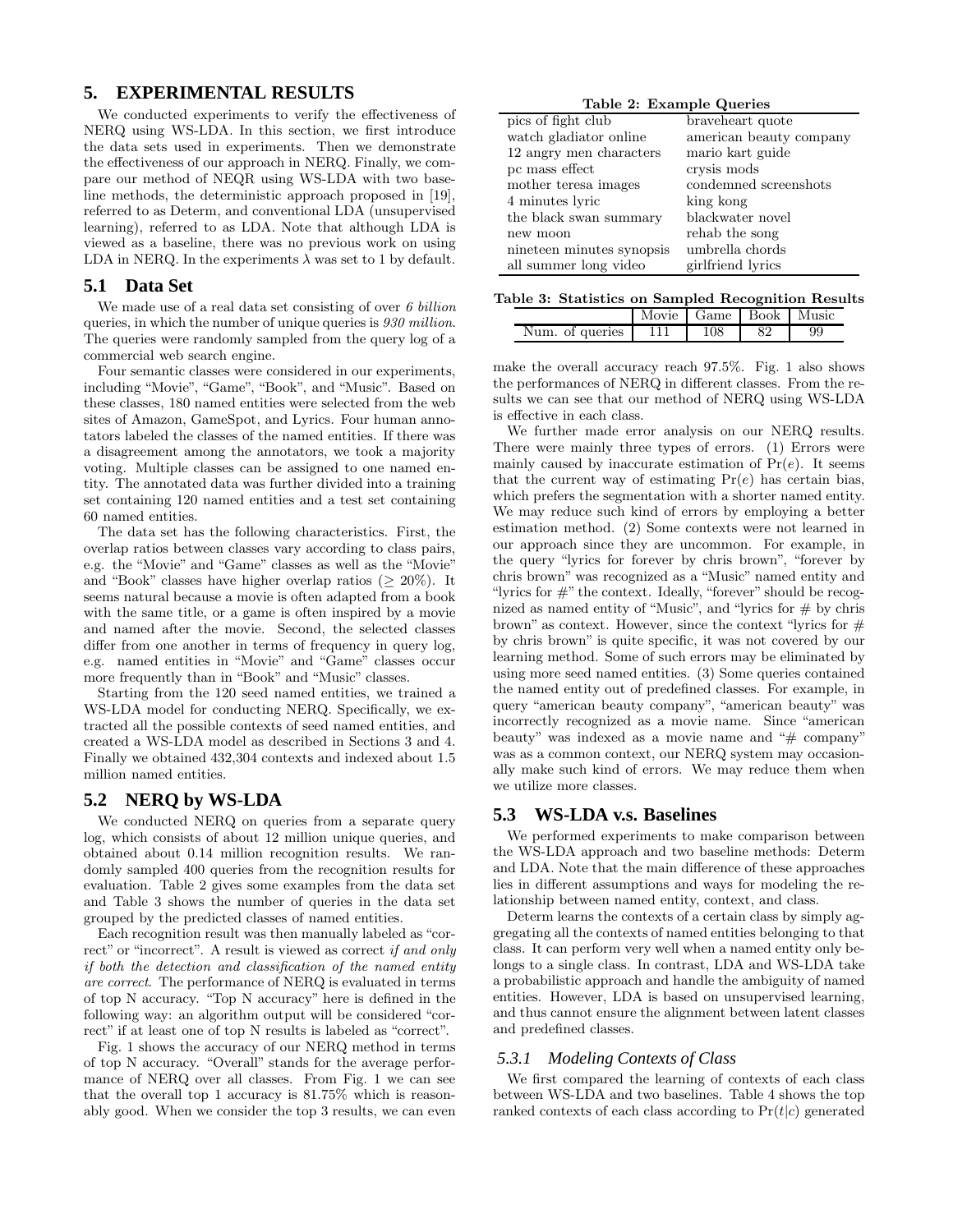## 5. EXPERIMENTAL RESULTS

We conducted experiments to verify the effectiveness of NERQ using WS-LDA. In this section, we first introduce the data sets used in experiments. Then we demonstrate the effectiveness of our approach in NERQ. Finally, we compare our method of NEQR using WS-LDA with two baseline methods, the deterministic approach proposed in [19], referred to as Determ, and conventional LDA (unsupervised learning), referred to as LDA. Note that although LDA is viewed as a baseline, there was no previous work on using LDA in NERQ. In the experiments $\lambda$ was set to 1 by default.

### 5.1 Data Set

We made use of a real data set consisting of over *6 billion* queries, in which the number of unique queries is *930 million*. The queries were randomly sampled from the query log of a commercial web search engine.

Four semantic classes were considered in our experiments, including "Movie", "Game", "Book", and "Music". Based on these classes, 180 named entities were selected from the web sites of Amazon, GameSpot, and Lyrics. Four human annotators labeled the classes of the named entities. If there was a disagreement among the annotators, we took a majority voting. Multiple classes can be assigned to one named entity. The annotated data was further divided into a training set containing 120 named entities and a test set containing 60 named entities.

The data set has the following characteristics. First, the overlap ratios between classes vary according to class pairs, e.g. the "Movie" and "Game" classes as well as the "Movie" and "Book" classes have higher overlap ratios ($\geq 20\%$). It seems natural because a movie is often adapted from a book with the same title, or a game is often inspired by a movie and named after the movie. Second, the selected classes differ from one another in terms of frequency in query log, e.g. named entities in "Movie" and "Game" classes occur more frequently than in "Book" and "Music" classes.

Starting from the 120 seed named entities, we trained a WS-LDA model for conducting NERQ. Specifically, we extracted all the possible contexts of seed named entities, and created a WS-LDA model as described in Sections 3 and 4. Finally we obtained 432,304 contexts and indexed about 1.5 million named entities.

### 5.2 NERQ by WS-LDA

We conducted NERQ on queries from a separate query log, which consists of about 12 million unique queries, and obtained about 0.14 million recognition results. We randomly sampled 400 queries from the recognition results for evaluation. Table 2 gives some examples from the data set and Table 3 shows the number of queries in the data set grouped by the predicted classes of named entities.

**Table 2: Example Queries**

| | |
|---|---|
| pics of fight club | braveheart quote |
| watch gladiator online | american beauty company |
| 12 angry men characters | mario kart guide |
| pc mass effect | crysis mods |
| mother teresa images | condemned screenshots |
| 4 minutes lyric | king kong |
| the black swan summary | blackwater novel |
| new moon | rehab the song |
| nineteen minutes synopsis | umbrella chords |
| all summer long video | girlfriend lyrics |

**Table 3: Statistics on Sampled Recognition Results**

| | Movie | Game | Book | Music |
|---|---|---|---|---|
| Num. of queries | 111 | 108 | 82 | 99 |

Each recognition result was then manually labeled as "correct" or "incorrect". A result is viewed as correct *if and only if both the detection and classification of the named entity are correct*. The performance of NERQ is evaluated in terms of top N accuracy. "Top N accuracy" here is defined in the following way: an algorithm output will be considered "correct" if at least one of top N results is labeled as "correct".

Fig. 1 shows the accuracy of our NERQ method in terms of top N accuracy. "Overall" stands for the average performance of NERQ over all classes. From Fig. 1 we can see that the overall top 1 accuracy is 81.75% which is reasonably good. When we consider the top 3 results, we can even make the overall accuracy reach 97.5%. Fig. 1 also shows the performances of NERQ in different classes. From the results we can see that our method of NERQ using WS-LDA is effective in each class.

We further made error analysis on our NERQ results. There were mainly three types of errors. (1) Errors were mainly caused by inaccurate estimation of $\Pr(e)$. It seems that the current way of estimating $\Pr(e)$ has certain bias, which prefers the segmentation with a shorter named entity. We may reduce such kind of errors by employing a better estimation method. (2) Some contexts were not learned in our approach since they are uncommon. For example, in the query "lyrics for forever by chris brown", "forever by chris brown" was recognized as a "Music" named entity and "lyrics for #" the context. Ideally, "forever" should be recognized as named entity of "Music", and "lyrics for # by chris brown" as context. However, since the context "lyrics for # by chris brown" is quite specific, it was not covered by our learning method. Some of such errors may be eliminated by using more seed named entities. (3) Some queries contained the named entity out of predefined classes. For example, in query "american beauty company", "american beauty" was incorrectly recognized as a movie name. Since "american beauty" was indexed as a movie name and "# company" was as a common context, our NERQ system may occasionally make such kind of errors. We may reduce them when we utilize more classes.

### 5.3 WS-LDA v.s. Baselines

We performed experiments to make comparison between the WS-LDA approach and two baseline methods: Determ and LDA. Note that the main difference of these approaches lies in different assumptions and ways for modeling the relationship between named entity, context, and class.

Determ learns the contexts of a certain class by simply aggregating all the contexts of named entities belonging to that class. It can perform very well when a named entity only belongs to a single class. In contrast, LDA and WS-LDA take a probabilistic approach and handle the ambiguity of named entities. However, LDA is based on unsupervised learning, and thus cannot ensure the alignment between latent classes and predefined classes.

#### 5.3.1 Modeling Contexts of Class

We first compared the learning of contexts of each class between WS-LDA and two baselines. Table 4 shows the top ranked contexts of each class according to $\Pr(t|c)$ generated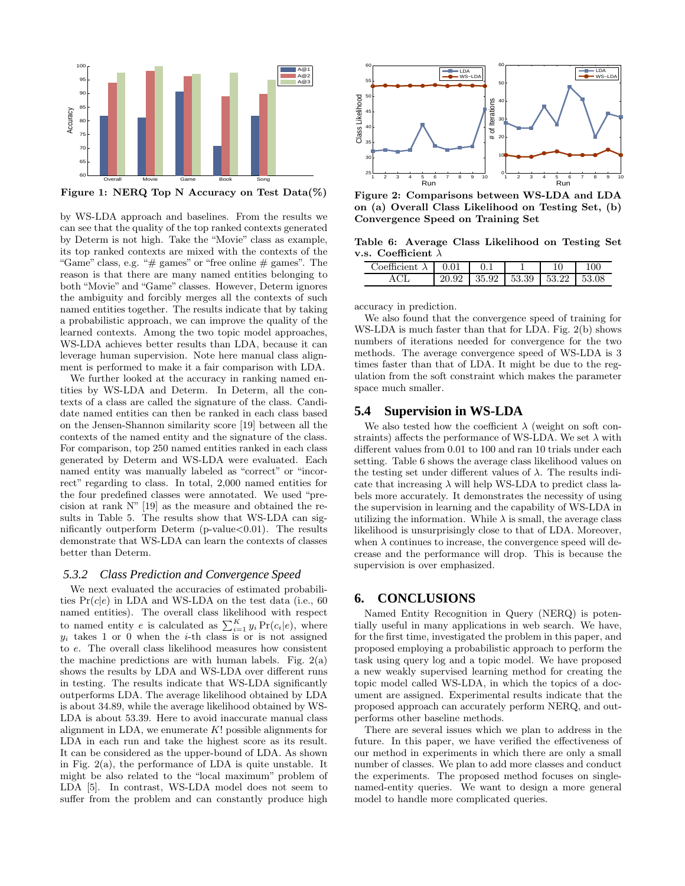Accuracy

100
95
90
85
80
75
70
65
60

Overall Movie Game Book Song

A@1
A@2
A@3

**Figure 1: NERQ Top N Accuracy on Test Data(%)**

by WS-LDA approach and baselines. From the results we can see that the quality of the top ranked contexts generated by Determ is not high. Take the "Movie" class as example, its top ranked contexts are mixed with the contexts of the "Game" class, e.g. "# games" or "free online # games". The reason is that there are many named entities belonging to both "Movie" and "Game" classes. However, Determ ignores the ambiguity and forcibly merges all the contexts of such named entities together. The results indicate that by taking a probabilistic approach, we can improve the quality of the learned contexts. Among the two topic model approaches, WS-LDA achieves better results than LDA, because it can leverage human supervision. Note here manual class alignment is performed to make it a fair comparison with LDA.

We further looked at the accuracy in ranking named entities by WS-LDA and Determ. In Determ, all the contexts of a class are called the signature of the class. Candidate named entities can then be ranked in each class based on the Jensen-Shannon similarity score [19] between all the contexts of the named entity and the signature of the class. For comparison, top 250 named entities ranked in each class generated by Determ and WS-LDA were evaluated. Each named entity was manually labeled as "correct" or "incorrect" regarding to class. In total, 2,000 named entities for the four predefined classes were annotated. We used "precision at rank N" [19] as the measure and obtained the results in Table 5. The results show that WS-LDA can significantly outperform Determ (p-value<0.01). The results demonstrate that WS-LDA can learn the contexts of classes better than Determ.

### 5.3.2 Class Prediction and Convergence Speed

We next evaluated the accuracies of estimated probabilities $\Pr(c|e)$ in LDA and WS-LDA on the test data (i.e., 60 named entities). The overall class likelihood with respect to named entity $e$ is calculated as $\sum_{i=1}^{K} y_i \Pr(c_i|e)$, where $y_i$ takes 1 or 0 when the $i$-th class is or is not assigned to $e$. The overall class likelihood measures how consistent the machine predictions are with human labels. Fig. 2(a) shows the results by LDA and WS-LDA over different runs in testing. The results indicate that WS-LDA significantly outperforms LDA. The average likelihood obtained by LDA is about 34.89, while the average likelihood obtained by WS-LDA is about 53.39. Here to avoid inaccurate manual class alignment in LDA, we enumerate $K!$ possible alignments for LDA in each run and take the highest score as its result. It can be considered as the upper-bound of LDA. As shown in Fig. 2(a), the performance of LDA is quite unstable. It might be also related to the "local maximum" problem of LDA [5]. In contrast, WS-LDA model does not seem to suffer from the problem and can constantly produce high accuracy in prediction.

Class Likelihood

60
55
50
45
40
35
30
25

Run

1 2 3 4 5 6 7 8 9 10

LDA
WS-LDA

# of Iterations

60
50
40
30
20
10
0

Run

1 2 3 4 5 6 7 8 9 10

LDA
WS-LDA

**Figure 2: Comparisons between WS-LDA and LDA on (a) Overall Class Likelihood on Testing Set, (b) Convergence Speed on Training Set**

**Table 6: Average Class Likelihood on Testing Set v.s. Coefficient $\lambda$**

| Coefficient $\lambda$ | 0.01 | 0.1 | 1 | 10 | 100 |
|---|---|---|---|---|---|
| ACL | 20.92 | 35.92 | 53.39 | 53.22 | 53.08 |

We also found that the convergence speed of training for WS-LDA is much faster than that for LDA. Fig. 2(b) shows numbers of iterations needed for convergence for the two methods. The average convergence speed of WS-LDA is 3 times faster than that of LDA. It might be due to the regulation from the soft constraint which makes the parameter space much smaller.

## 5.4 Supervision in WS-LDA

We also tested how the coefficient $\lambda$ (weight on soft constraints) affects the performance of WS-LDA. We set $\lambda$ with different values from 0.01 to 100 and ran 10 trials under each setting. Table 6 shows the average class likelihood values on the testing set under different values of $\lambda$. The results indicate that increasing $\lambda$ will help WS-LDA to predict class labels more accurately. It demonstrates the necessity of using the supervision in learning and the capability of WS-LDA in utilizing the information. While $\lambda$ is small, the average class likelihood is unsurprisingly close to that of LDA. Moreover, when $\lambda$ continues to increase, the convergence speed will decrease and the performance will drop. This is because the supervision is over emphasized.

# 6. CONCLUSIONS

Named Entity Recognition in Query (NERQ) is potentially useful in many applications in web search. We have, for the first time, investigated the problem in this paper, and proposed employing a probabilistic approach to perform the task using query log and a topic model. We have proposed a new weakly supervised learning method for creating the topic model called WS-LDA, in which the topics of a document are assigned. Experimental results indicate that the proposed approach can accurately perform NERQ, and outperforms other baseline methods.

There are several issues which we plan to address in the future. In this paper, we have verified the effectiveness of our method in experiments in which there are only a small number of classes. We plan to add more classes and conduct the experiments. The proposed method focuses on single-named-entity queries. We want to design a more general model to handle more complicated queries.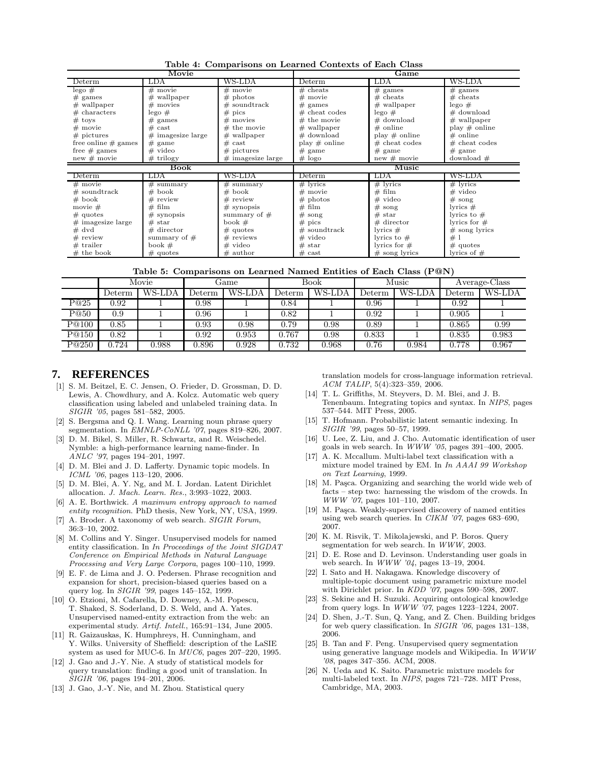Table 4: Comparisons on Learned Contexts of Each Class

| Movie | | | Game | | |
|---|---|---|---|---|---|
| Determ | LDA | WS-LDA | Determ | LDA | WS-LDA |
| lego # | # movie | # movie | # cheats | # games | # games |
| # games | # wallpaper | # photos | # movie | # cheats | # cheats |
| # wallpaper | # movies | # soundtrack | # games | # wallpaper | lego # |
| # characters | lego # | # pics | # cheat codes | lego # | # download |
| # toys | # games | # movies | # the movie | # download | # wallpaper |
| # movie | # cast | # the movie | # wallpaper | # online | play # online |
| # pictures | # imagesize large | # wallpaper | # download | play # online | # online |
| free online # games | # game | # cast | play # online | # cheat codes | # cheat codes |
| free # games | # video | # pictures | # game | # game | # game |
| new # movie | # trilogy | # imagesize large | # logo | new # movie | download # |
| **Book** | | | **Music** | | |
| Determ | LDA | WS-LDA | Determ | LDA | WS-LDA |
| # movie | # summary | # summary | # lyrics | # lyrics | # lyrics |
| # soundtrack | # book | # book | # movie | # film | # video |
| # book | # review | # review | # photos | # video | # song |
| movie # | # film | # synopsis | # film | # song | lyrics # |
| # quotes | # synopsis | summary of # | # song | # star | lyrics to # |
| # imagesize large | # star | book # | # pics | # director | lyrics for # |
| # dvd | # director | # quotes | # soundtrack | lyrics # | # song lyrics |
| # review | summary of # | # reviews | # video | lyrics to # | # l |
| # trailer | book # | # video | # star | lyrics for # | # quotes |
| # the book | # quotes | # author | # cast | # song lyrics | lyrics of # |

Table 5: Comparisons on Learned Named Entities of Each Class (P@N)

| | Movie | | Game | | Book | | Music | | Average-Class | |
|---|---|---|---|---|---|---|---|---|---|---|
| | Determ | WS-LDA | Determ | WS-LDA | Determ | WS-LDA | Determ | WS-LDA | Determ | WS-LDA |
| P@25 | 0.92 | 1 | 0.98 | 1 | 0.84 | 1 | 0.96 | 1 | 0.92 | 1 |
| P@50 | 0.9 | 1 | 0.96 | 1 | 0.82 | 1 | 0.92 | 1 | 0.905 | 1 |
| P@100 | 0.85 | 1 | 0.93 | 0.98 | 0.79 | 0.98 | 0.89 | 1 | 0.865 | 0.99 |
| P@150 | 0.82 | 1 | 0.92 | 0.953 | 0.767 | 0.98 | 0.833 | 1 | 0.835 | 0.983 |
| P@250 | 0.724 | 0.988 | 0.896 | 0.928 | 0.732 | 0.968 | 0.76 | 0.984 | 0.778 | 0.967 |

## 7. REFERENCES

[1] S. M. Beitzel, E. C. Jensen, O. Frieder, D. Grossman, D. D. Lewis, A. Chowdhury, and A. Kolcz. Automatic web query classification using labeled and unlabeled training data. In *SIGIR '05*, pages 581–582, 2005.

[2] S. Bergsma and Q. I. Wang. Learning noun phrase query segmentation. In *EMNLP-CoNLL '07*, pages 819–826, 2007.

[3] D. M. Bikel, S. Miller, R. Schwartz, and R. Weischedel. Nymble: a high-performance learning name-finder. In *ANLC '97*, pages 194–201, 1997.

[4] D. M. Blei and J. D. Lafferty. Dynamic topic models. In *ICML '06*, pages 113–120, 2006.

[5] D. M. Blei, A. Y. Ng, and M. I. Jordan. Latent Dirichlet allocation. *J. Mach. Learn. Res.*, 3:993–1022, 2003.

[6] A. E. Borthwick. *A maximum entropy approach to named entity recognition*. PhD thesis, New York, NY, USA, 1999.

[7] A. Broder. A taxonomy of web search. *SIGIR Forum*, 36:3–10, 2002.

[8] M. Collins and Y. Singer. Unsupervised models for named entity classification. In *In Proceedings of the Joint SIGDAT Conference on Empirical Methods in Natural Language Processing and Very Large Corpora*, pages 100–110, 1999.

[9] E. F. de Lima and J. O. Pedersen. Phrase recognition and expansion for short, precision-biased queries based on a query log. In *SIGIR '99*, pages 145–152, 1999.

[10] O. Etzioni, M. Cafarella, D. Downey, A.-M. Popescu, T. Shaked, S. Soderland, D. S. Weld, and A. Yates. Unsupervised named-entity extraction from the web: an experimental study. *Artif. Intell.*, 165:91–134, June 2005.

[11] R. Gaizauskas, K. Humphreys, H. Cunningham, and Y. Wilks. University of Sheffield: description of the LaSIE system as used for MUC-6. In *MUC6*, pages 207–220, 1995.

[12] J. Gao and J.-Y. Nie. A study of statistical models for query translation: finding a good unit of translation. In *SIGIR '06*, pages 194–201, 2006.

[13] J. Gao, J.-Y. Nie, and M. Zhou. Statistical query translation models for cross-language information retrieval. *ACM TALIP*, 5(4):323–359, 2006.

[14] T. L. Griffiths, M. Steyvers, D. M. Blei, and J. B. Tenenbaum. Integrating topics and syntax. In *NIPS*, pages 537–544. MIT Press, 2005.

[15] T. Hofmann. Probabilistic latent semantic indexing. In *SIGIR '99*, pages 50–57, 1999.

[16] U. Lee, Z. Liu, and J. Cho. Automatic identification of user goals in web search. In *WWW '05*, pages 391–400, 2005.

[17] A. K. Mccallum. Multi-label text classification with a mixture model trained by EM. In *In AAAI 99 Workshop on Text Learning*, 1999.

[18] M. Paşca. Organizing and searching the world wide web of facts – step two: harnessing the wisdom of the crowds. In *WWW '07*, pages 101–110, 2007.

[19] M. Paşca. Weakly-supervised discovery of named entities using web search queries. In *CIKM '07*, pages 683–690, 2007.

[20] K. M. Risvik, T. Mikolajewski, and P. Boros. Query segmentation for web search. In *WWW*, 2003.

[21] D. E. Rose and D. Levinson. Understanding user goals in web search. In *WWW '04*, pages 13–19, 2004.

[22] I. Sato and H. Nakagawa. Knowledge discovery of multiple-topic document using parametric mixture model with Dirichlet prior. In *KDD '07*, pages 590–598, 2007.

[23] S. Sekine and H. Suzuki. Acquiring ontological knowledge from query logs. In *WWW '07*, pages 1223–1224, 2007.

[24] D. Shen, J.-T. Sun, Q. Yang, and Z. Chen. Building bridges for web query classification. In *SIGIR '06*, pages 131–138, 2006.

[25] B. Tan and F. Peng. Unsupervised query segmentation using generative language models and Wikipedia. In *WWW '08*, pages 347–356. ACM, 2008.

[26] N. Ueda and K. Saito. Parametric mixture models for multi-labeled text. In *NIPS*, pages 721–728. MIT Press, Cambridge, MA, 2003.